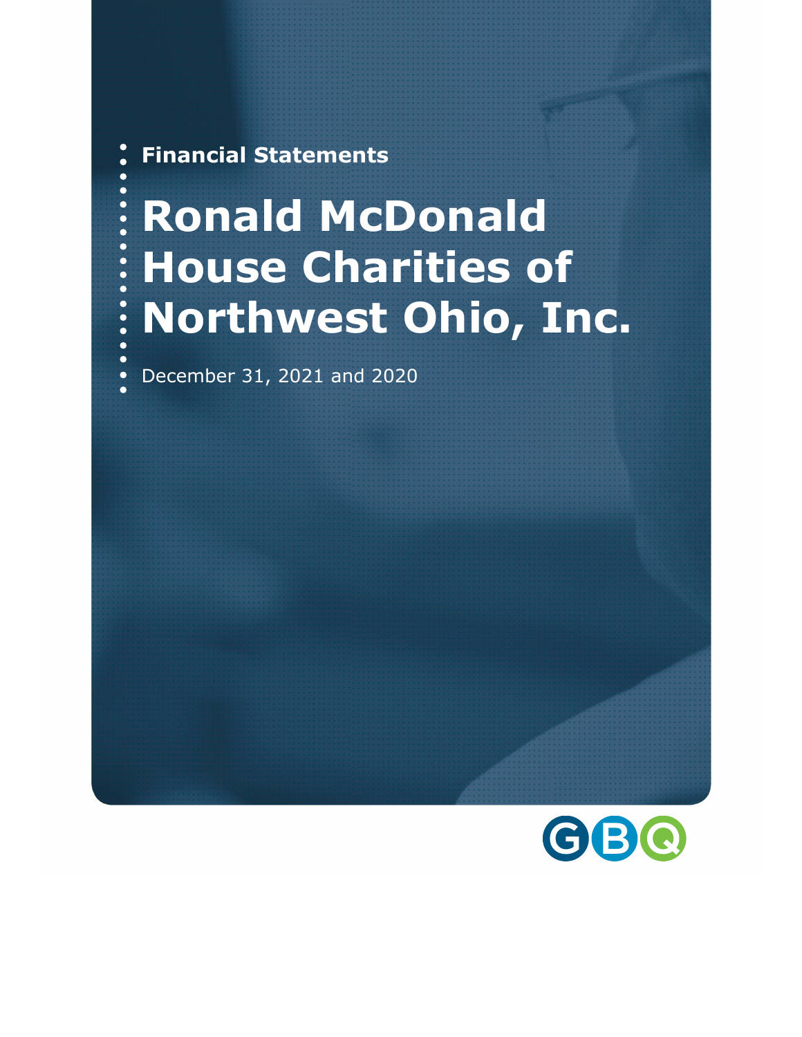Financial Statements

# Ronald McDonald House Charities of Northwest Ohio, Inc.

December 31, 2021 and 2020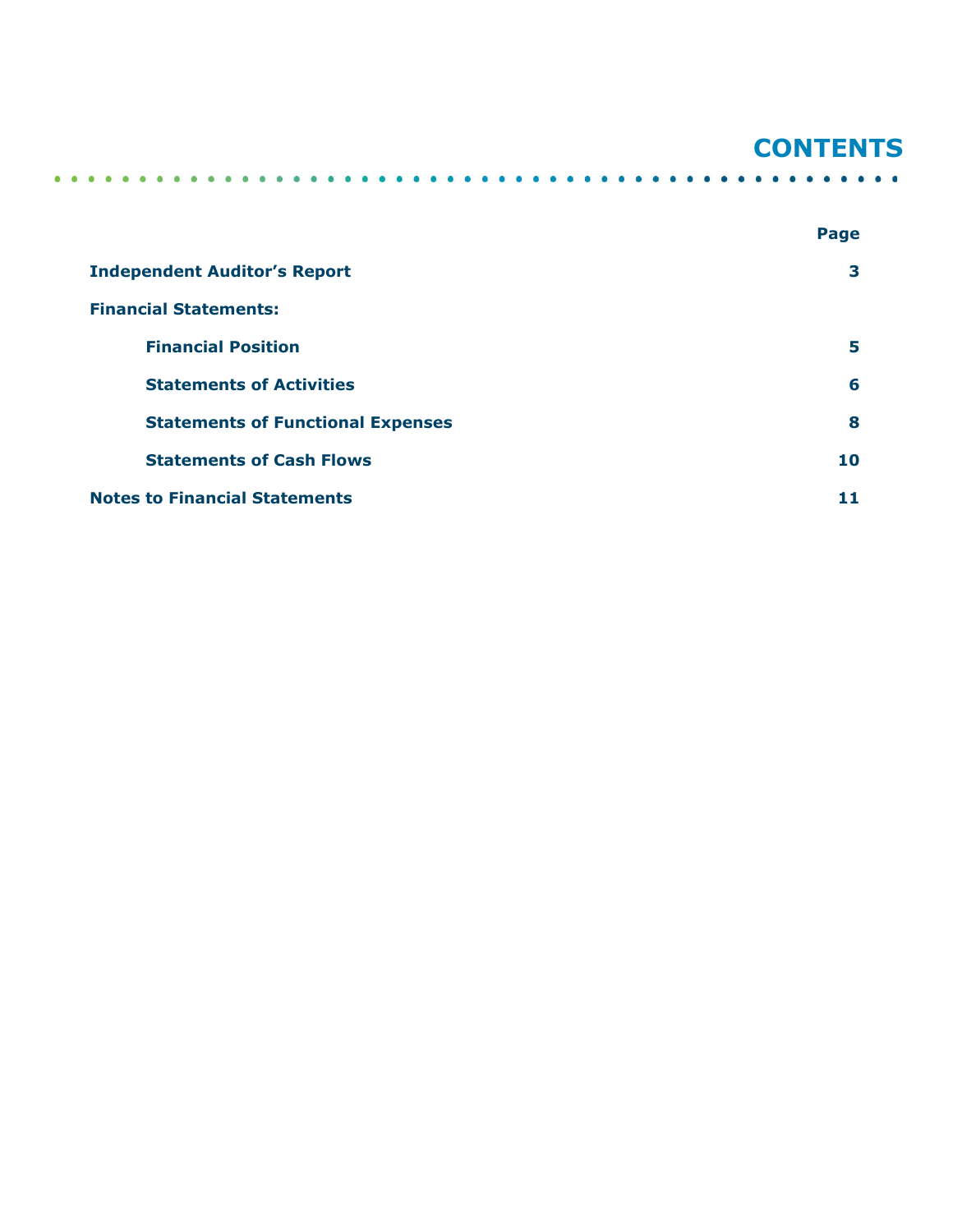# CONTENTS

| | Page |
|---|---|
| **Independent Auditor's Report** | **3** |
| **Financial Statements:** | |
| **Financial Position** | **5** |
| **Statements of Activities** | **6** |
| **Statements of Functional Expenses** | **8** |
| **Statements of Cash Flows** | **10** |
| **Notes to Financial Statements** | **11** |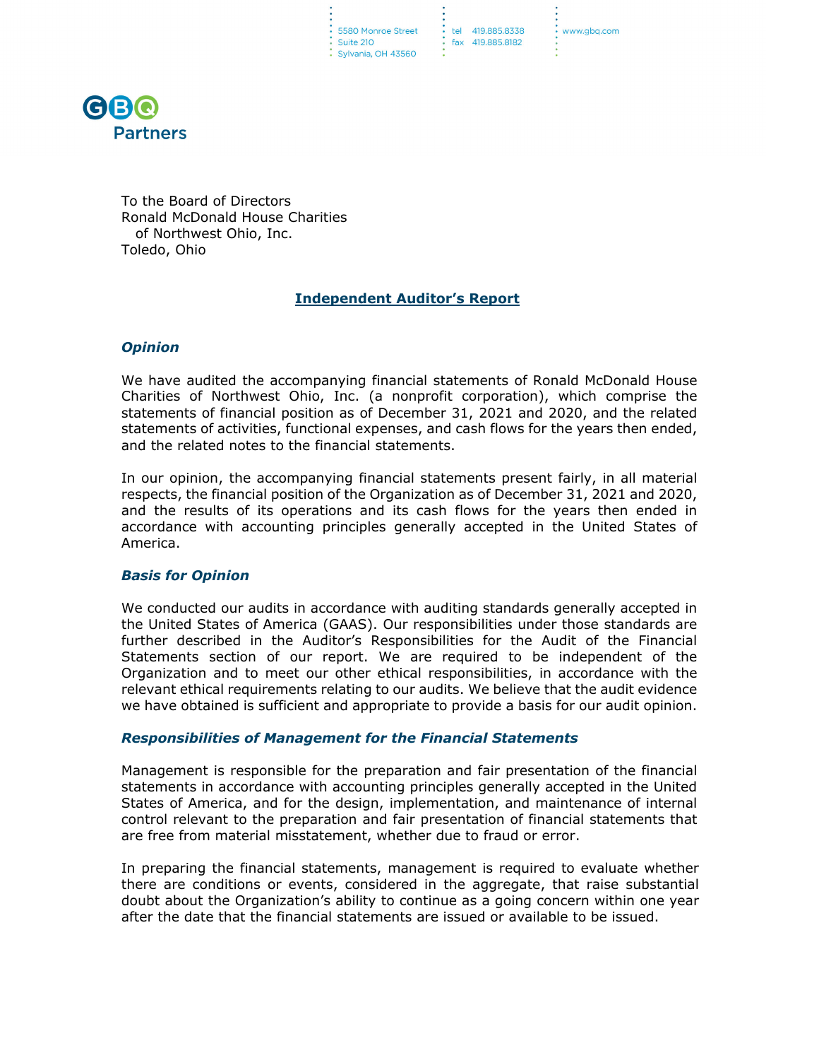To the Board of Directors
Ronald McDonald House Charities
of Northwest Ohio, Inc.
Toledo, Ohio

## Independent Auditor's Report

### *Opinion*

We have audited the accompanying financial statements of Ronald McDonald House Charities of Northwest Ohio, Inc. (a nonprofit corporation), which comprise the statements of financial position as of December 31, 2021 and 2020, and the related statements of activities, functional expenses, and cash flows for the years then ended, and the related notes to the financial statements.

In our opinion, the accompanying financial statements present fairly, in all material respects, the financial position of the Organization as of December 31, 2021 and 2020, and the results of its operations and its cash flows for the years then ended in accordance with accounting principles generally accepted in the United States of America.

### *Basis for Opinion*

We conducted our audits in accordance with auditing standards generally accepted in the United States of America (GAAS). Our responsibilities under those standards are further described in the Auditor's Responsibilities for the Audit of the Financial Statements section of our report. We are required to be independent of the Organization and to meet our other ethical responsibilities, in accordance with the relevant ethical requirements relating to our audits. We believe that the audit evidence we have obtained is sufficient and appropriate to provide a basis for our audit opinion.

### *Responsibilities of Management for the Financial Statements*

Management is responsible for the preparation and fair presentation of the financial statements in accordance with accounting principles generally accepted in the United States of America, and for the design, implementation, and maintenance of internal control relevant to the preparation and fair presentation of financial statements that are free from material misstatement, whether due to fraud or error.

In preparing the financial statements, management is required to evaluate whether there are conditions or events, considered in the aggregate, that raise substantial doubt about the Organization's ability to continue as a going concern within one year after the date that the financial statements are issued or available to be issued.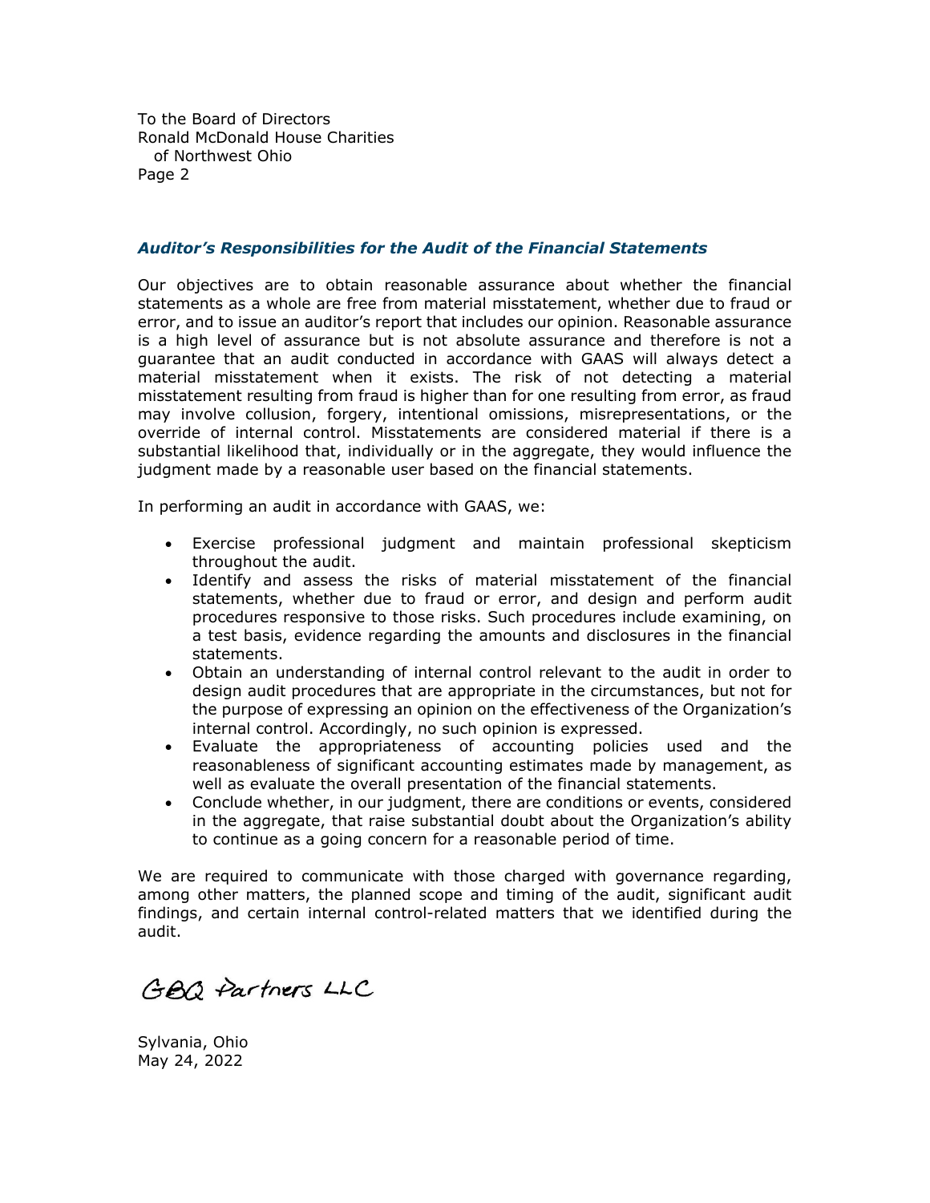To the Board of Directors
Ronald McDonald House Charities
of Northwest Ohio
Page 2

### *Auditor's Responsibilities for the Audit of the Financial Statements*

Our objectives are to obtain reasonable assurance about whether the financial statements as a whole are free from material misstatement, whether due to fraud or error, and to issue an auditor's report that includes our opinion. Reasonable assurance is a high level of assurance but is not absolute assurance and therefore is not a guarantee that an audit conducted in accordance with GAAS will always detect a material misstatement when it exists. The risk of not detecting a material misstatement resulting from fraud is higher than for one resulting from error, as fraud may involve collusion, forgery, intentional omissions, misrepresentations, or the override of internal control. Misstatements are considered material if there is a substantial likelihood that, individually or in the aggregate, they would influence the judgment made by a reasonable user based on the financial statements.

In performing an audit in accordance with GAAS, we:

- Exercise professional judgment and maintain professional skepticism throughout the audit.
- Identify and assess the risks of material misstatement of the financial statements, whether due to fraud or error, and design and perform audit procedures responsive to those risks. Such procedures include examining, on a test basis, evidence regarding the amounts and disclosures in the financial statements.
- Obtain an understanding of internal control relevant to the audit in order to design audit procedures that are appropriate in the circumstances, but not for the purpose of expressing an opinion on the effectiveness of the Organization's internal control. Accordingly, no such opinion is expressed.
- Evaluate the appropriateness of accounting policies used and the reasonableness of significant accounting estimates made by management, as well as evaluate the overall presentation of the financial statements.
- Conclude whether, in our judgment, there are conditions or events, considered in the aggregate, that raise substantial doubt about the Organization's ability to continue as a going concern for a reasonable period of time.

We are required to communicate with those charged with governance regarding, among other matters, the planned scope and timing of the audit, significant audit findings, and certain internal control-related matters that we identified during the audit.

GBQ Partners LLC

Sylvania, Ohio
May 24, 2022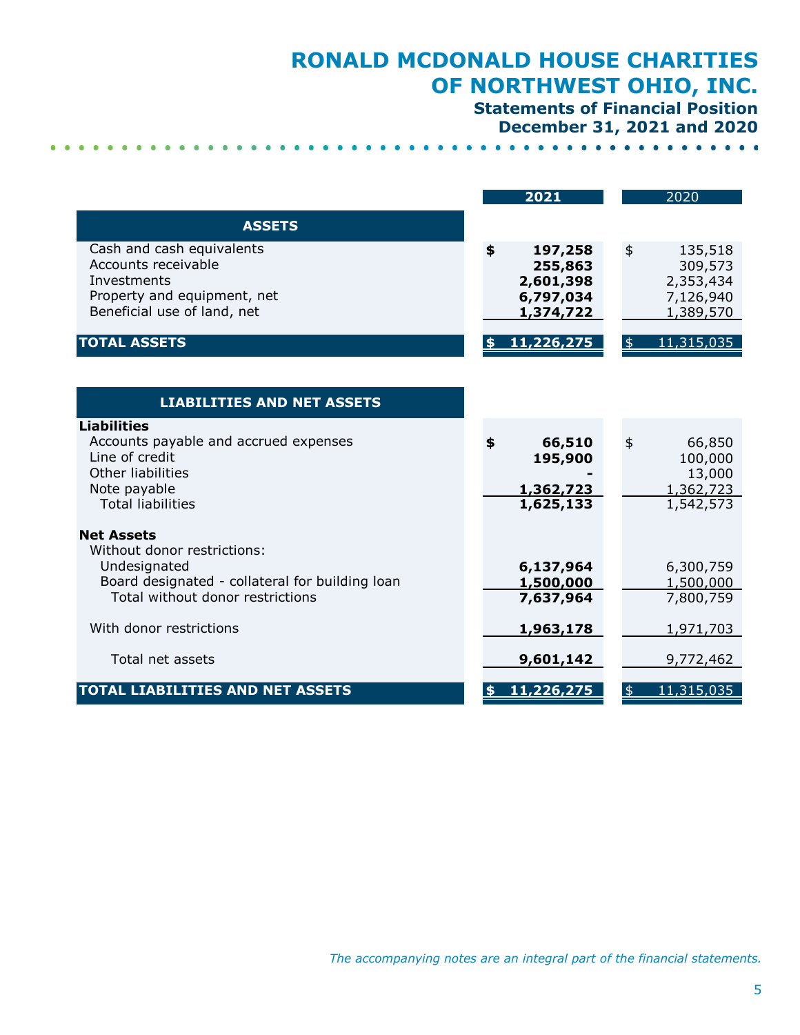# RONALD MCDONALD HOUSE CHARITIES OF NORTHWEST OHIO, INC.

## Statements of Financial Position
## December 31, 2021 and 2020

| | 2021 | 2020 |
|---|---|---|
| **ASSETS** | | |
| Cash and cash equivalents | **$ 197,258** | $ 135,518 |
| Accounts receivable | **255,863** | 309,573 |
| Investments | **2,601,398** | 2,353,434 |
| Property and equipment, net | **6,797,034** | 7,126,940 |
| Beneficial use of land, net | **1,374,722** | 1,389,570 |
| **TOTAL ASSETS** | **$ 11,226,275** | $ 11,315,035 |
| | | |
| **LIABILITIES AND NET ASSETS** | | |
| **Liabilities** | | |
| Accounts payable and accrued expenses | **$ 66,510** | $ 66,850 |
| Line of credit | **195,900** | 100,000 |
| Other liabilities | **-** | 13,000 |
| Note payable | **1,362,723** | 1,362,723 |
| Total liabilities | **1,625,133** | 1,542,573 |
| **Net Assets** | | |
| Without donor restrictions: | | |
| Undesignated | **6,137,964** | 6,300,759 |
| Board designated - collateral for building loan | **1,500,000** | 1,500,000 |
| Total without donor restrictions | **7,637,964** | 7,800,759 |
| With donor restrictions | **1,963,178** | 1,971,703 |
| Total net assets | **9,601,142** | 9,772,462 |
| **TOTAL LIABILITIES AND NET ASSETS** | **$ 11,226,275** | $ 11,315,035 |

*The accompanying notes are an integral part of the financial statements.*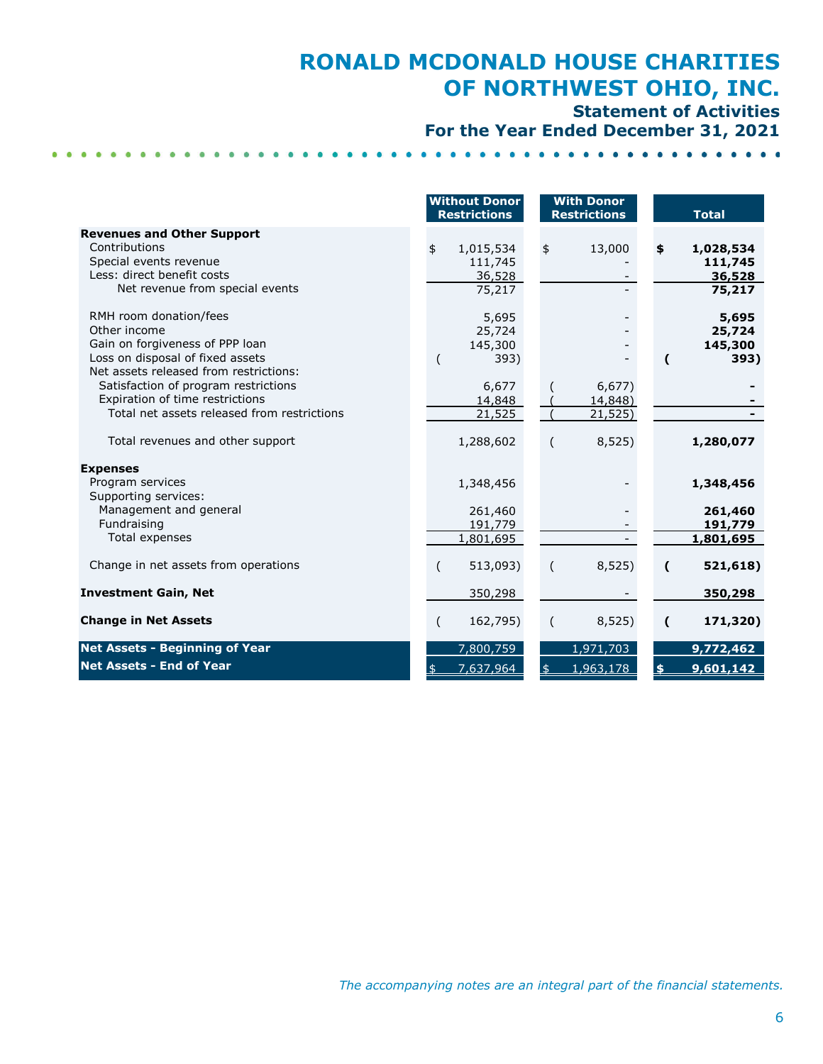# RONALD MCDONALD HOUSE CHARITIES OF NORTHWEST OHIO, INC.

## Statement of Activities

## For the Year Ended December 31, 2021

| | Without Donor Restrictions | With Donor Restrictions | Total |
|---|---|---|---|
| **Revenues and Other Support** | | | |
| Contributions | $ 1,015,534 | $ 13,000 | **$ 1,028,534** |
| Special events revenue | 111,745 | - | **111,745** |
| Less: direct benefit costs | 36,528 | - | **36,528** |
| Net revenue from special events | 75,217 | - | **75,217** |
| RMH room donation/fees | 5,695 | - | **5,695** |
| Other income | 25,724 | - | **25,724** |
| Gain on forgiveness of PPP loan | 145,300 | - | **145,300** |
| Loss on disposal of fixed assets | ( 393) | - | **( 393)** |
| Net assets released from restrictions: | | | |
| Satisfaction of program restrictions | 6,677 | ( 6,677) | **-** |
| Expiration of time restrictions | 14,848 | ( 14,848) | **-** |
| Total net assets released from restrictions | 21,525 | ( 21,525) | **-** |
| Total revenues and other support | 1,288,602 | ( 8,525) | **1,280,077** |
| **Expenses** | | | |
| Program services | 1,348,456 | - | **1,348,456** |
| Supporting services: | | | |
| Management and general | 261,460 | - | **261,460** |
| Fundraising | 191,779 | - | **191,779** |
| Total expenses | 1,801,695 | - | **1,801,695** |
| Change in net assets from operations | ( 513,093) | ( 8,525) | **( 521,618)** |
| **Investment Gain, Net** | 350,298 | - | **350,298** |
| **Change in Net Assets** | ( 162,795) | ( 8,525) | **( 171,320)** |
| **Net Assets - Beginning of Year** | 7,800,759 | 1,971,703 | **9,772,462** |
| **Net Assets - End of Year** | $ 7,637,964 | $ 1,963,178 | **$ 9,601,142** |

*The accompanying notes are an integral part of the financial statements.*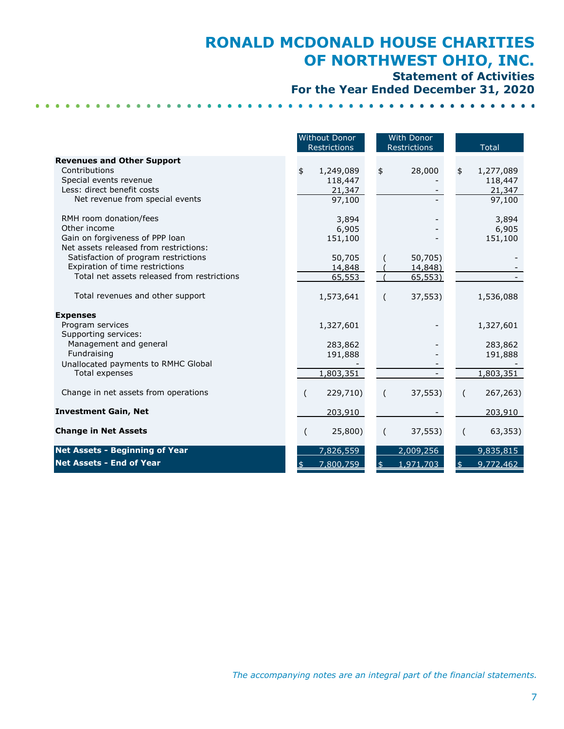# RONALD MCDONALD HOUSE CHARITIES OF NORTHWEST OHIO, INC.

## Statement of Activities

## For the Year Ended December 31, 2020

| | Without Donor Restrictions | With Donor Restrictions | Total |
|---|---|---|---|
| **Revenues and Other Support** | | | |
| Contributions | $ 1,249,089 | $ 28,000 | $ 1,277,089 |
| Special events revenue | 118,447 | - | 118,447 |
| Less: direct benefit costs | 21,347 | - | 21,347 |
| Net revenue from special events | 97,100 | - | 97,100 |
| RMH room donation/fees | 3,894 | - | 3,894 |
| Other income | 6,905 | - | 6,905 |
| Gain on forgiveness of PPP loan | 151,100 | - | 151,100 |
| Net assets released from restrictions: | | | |
| Satisfaction of program restrictions | 50,705 | ( 50,705) | - |
| Expiration of time restrictions | 14,848 | ( 14,848) | - |
| Total net assets released from restrictions | 65,553 | ( 65,553) | - |
| Total revenues and other support | 1,573,641 | ( 37,553) | 1,536,088 |
| **Expenses** | | | |
| Program services | 1,327,601 | - | 1,327,601 |
| Supporting services: | | | |
| Management and general | 283,862 | - | 283,862 |
| Fundraising | 191,888 | - | 191,888 |
| Unallocated payments to RMHC Global | - | - | - |
| Total expenses | 1,803,351 | - | 1,803,351 |
| Change in net assets from operations | ( 229,710) | ( 37,553) | ( 267,263) |
| **Investment Gain, Net** | 203,910 | - | 203,910 |
| **Change in Net Assets** | ( 25,800) | ( 37,553) | ( 63,353) |
| **Net Assets - Beginning of Year** | 7,826,559 | 2,009,256 | 9,835,815 |
| **Net Assets - End of Year** | $ 7,800,759 | $ 1,971,703 | $ 9,772,462 |

*The accompanying notes are an integral part of the financial statements.*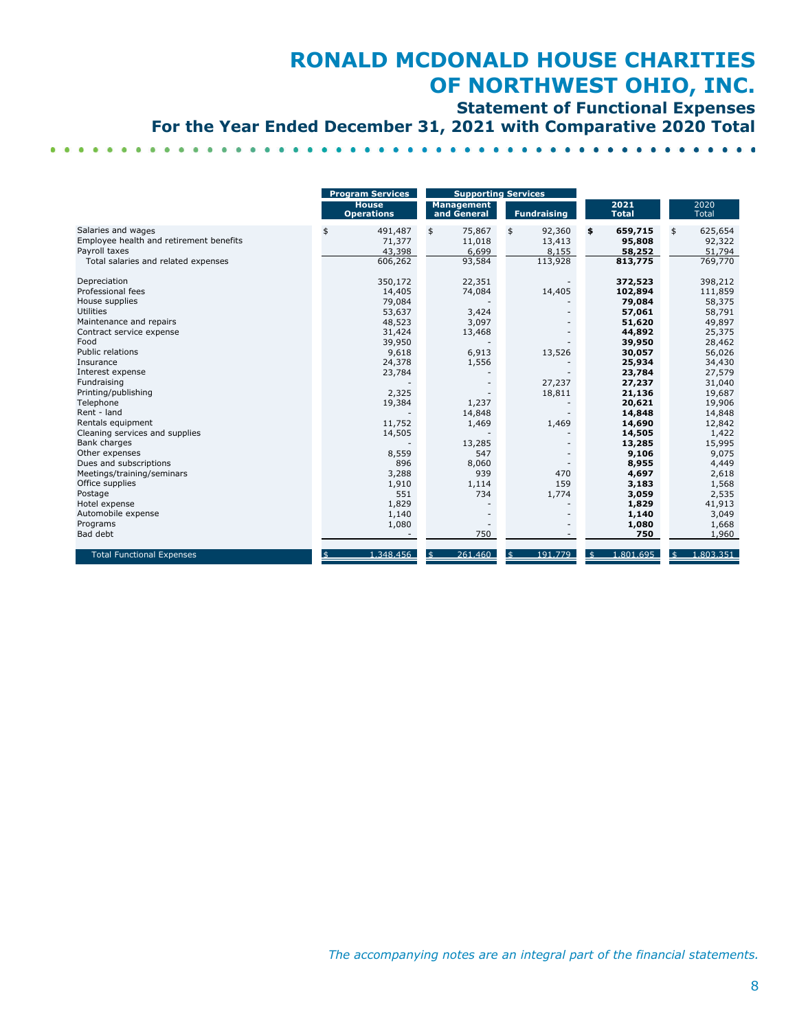# RONALD MCDONALD HOUSE CHARITIES OF NORTHWEST OHIO, INC.

## Statement of Functional Expenses

## For the Year Ended December 31, 2021 with Comparative 2020 Total

| | Program Services | Supporting Services | | | |
|---|---|---|---|---|---|
| | House Operations | Management and General | Fundraising | 2021 Total | 2020 Total |
| Salaries and wages | $ 491,487 | $ 75,867 | $ 92,360 | **$ 659,715** | $ 625,654 |
| Employee health and retirement benefits | 71,377 | 11,018 | 13,413 | **95,808** | 92,322 |
| Payroll taxes | 43,398 | 6,699 | 8,155 | **58,252** | 51,794 |
| Total salaries and related expenses | 606,262 | 93,584 | 113,928 | **813,775** | 769,770 |
| | | | | | |
| Depreciation | 350,172 | 22,351 | - | **372,523** | 398,212 |
| Professional fees | 14,405 | 74,084 | 14,405 | **102,894** | 111,859 |
| House supplies | 79,084 | - | - | **79,084** | 58,375 |
| Utilities | 53,637 | 3,424 | - | **57,061** | 58,791 |
| Maintenance and repairs | 48,523 | 3,097 | - | **51,620** | 49,897 |
| Contract service expense | 31,424 | 13,468 | - | **44,892** | 25,375 |
| Food | 39,950 | - | - | **39,950** | 28,462 |
| Public relations | 9,618 | 6,913 | 13,526 | **30,057** | 56,026 |
| Insurance | 24,378 | 1,556 | - | **25,934** | 34,430 |
| Interest expense | 23,784 | - | - | **23,784** | 27,579 |
| Fundraising | - | - | 27,237 | **27,237** | 31,040 |
| Printing/publishing | 2,325 | - | 18,811 | **21,136** | 19,687 |
| Telephone | 19,384 | 1,237 | - | **20,621** | 19,906 |
| Rent - land | - | 14,848 | - | **14,848** | 14,848 |
| Rentals equipment | 11,752 | 1,469 | 1,469 | **14,690** | 12,842 |
| Cleaning services and supplies | 14,505 | - | - | **14,505** | 1,422 |
| Bank charges | - | 13,285 | - | **13,285** | 15,995 |
| Other expenses | 8,559 | 547 | - | **9,106** | 9,075 |
| Dues and subscriptions | 896 | 8,060 | - | **8,955** | 4,449 |
| Meetings/training/seminars | 3,288 | 939 | 470 | **4,697** | 2,618 |
| Office supplies | 1,910 | 1,114 | 159 | **3,183** | 1,568 |
| Postage | 551 | 734 | 1,774 | **3,059** | 2,535 |
| Hotel expense | 1,829 | - | - | **1,829** | 41,913 |
| Automobile expense | 1,140 | - | - | **1,140** | 3,049 |
| Programs | 1,080 | - | - | **1,080** | 1,668 |
| Bad debt | - | 750 | - | **750** | 1,960 |
| Total Functional Expenses | $ 1,348,456 | $ 261,460 | $ 191,779 | $ 1,801,695 | $ 1,803,351 |

*The accompanying notes are an integral part of the financial statements.*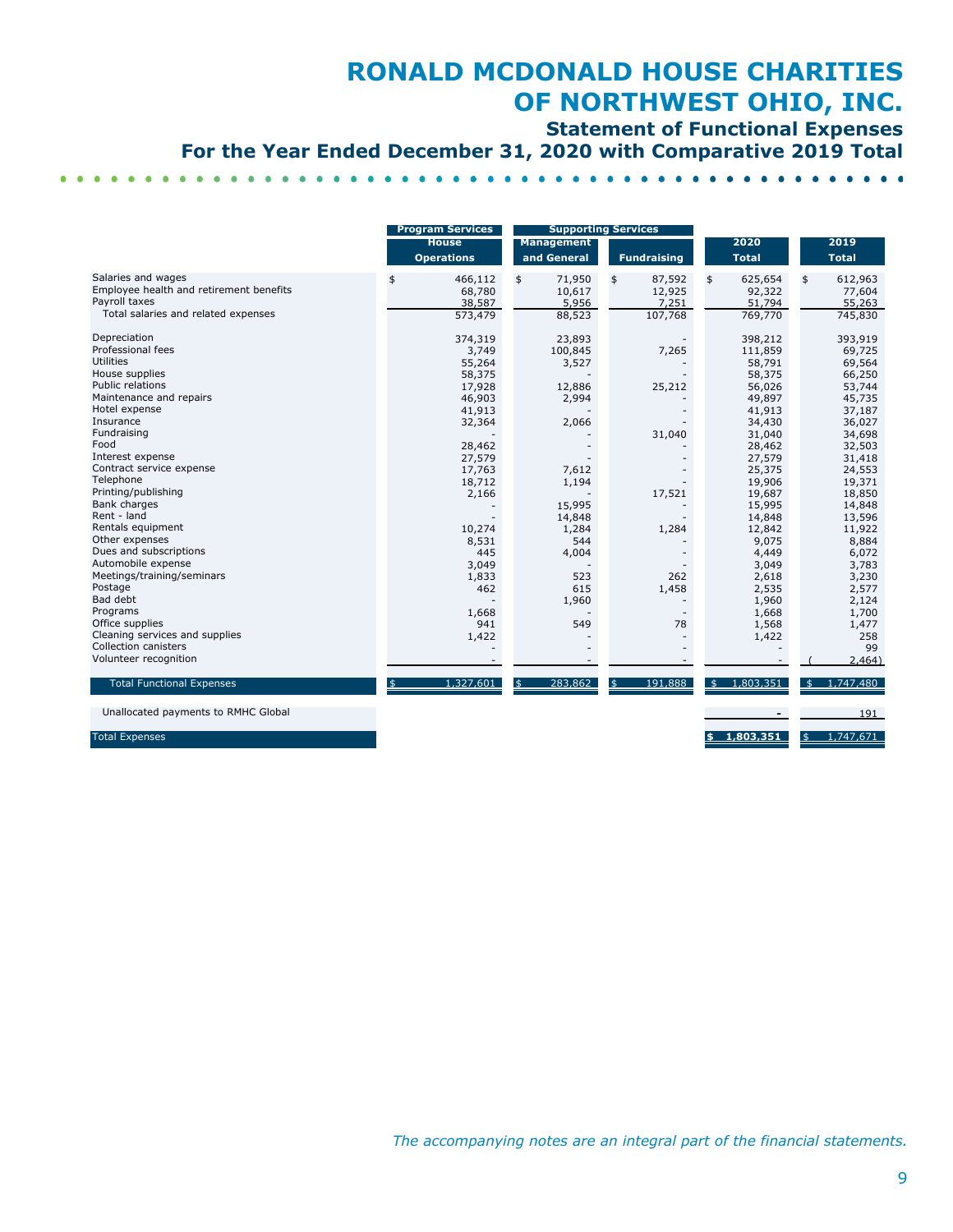# RONALD MCDONALD HOUSE CHARITIES OF NORTHWEST OHIO, INC.

## Statement of Functional Expenses

## For the Year Ended December 31, 2020 with Comparative 2019 Total

| | Program Services | Supporting Services | | | |
|---|---|---|---|---|---|
| | House Operations | Management and General | Fundraising | 2020 Total | 2019 Total |
| Salaries and wages | $ 466,112 | $ 71,950 | $ 87,592 | $ 625,654 | $ 612,963 |
| Employee health and retirement benefits | 68,780 | 10,617 | 12,925 | 92,322 | 77,604 |
| Payroll taxes | 38,587 | 5,956 | 7,251 | 51,794 | 55,263 |
| Total salaries and related expenses | 573,479 | 88,523 | 107,768 | 769,770 | 745,830 |
| Depreciation | 374,319 | 23,893 | - | 398,212 | 393,919 |
| Professional fees | 3,749 | 100,845 | 7,265 | 111,859 | 69,725 |
| Utilities | 55,264 | 3,527 | - | 58,791 | 69,564 |
| House supplies | 58,375 | - | - | 58,375 | 66,250 |
| Public relations | 17,928 | 12,886 | 25,212 | 56,026 | 53,744 |
| Maintenance and repairs | 46,903 | 2,994 | - | 49,897 | 45,735 |
| Hotel expense | 41,913 | - | - | 41,913 | 37,187 |
| Insurance | 32,364 | 2,066 | - | 34,430 | 36,027 |
| Fundraising | - | - | 31,040 | 31,040 | 34,698 |
| Food | 28,462 | - | - | 28,462 | 32,503 |
| Interest expense | 27,579 | - | - | 27,579 | 31,418 |
| Contract service expense | 17,763 | 7,612 | - | 25,375 | 24,553 |
| Telephone | 18,712 | 1,194 | - | 19,906 | 19,371 |
| Printing/publishing | 2,166 | - | 17,521 | 19,687 | 18,850 |
| Bank charges | - | 15,995 | - | 15,995 | 14,848 |
| Rent - land | - | 14,848 | - | 14,848 | 13,596 |
| Rentals equipment | 10,274 | 1,284 | 1,284 | 12,842 | 11,922 |
| Other expenses | 8,531 | 544 | - | 9,075 | 8,884 |
| Dues and subscriptions | 445 | 4,004 | - | 4,449 | 6,072 |
| Automobile expense | 3,049 | - | - | 3,049 | 3,783 |
| Meetings/training/seminars | 1,833 | 523 | 262 | 2,618 | 3,230 |
| Postage | 462 | 615 | 1,458 | 2,535 | 2,577 |
| Bad debt | - | 1,960 | - | 1,960 | 2,124 |
| Programs | 1,668 | - | - | 1,668 | 1,700 |
| Office supplies | 941 | 549 | 78 | 1,568 | 1,477 |
| Cleaning services and supplies | 1,422 | - | - | 1,422 | 258 |
| Collection canisters | - | - | - | - | 99 |
| Volunteer recognition | - | - | - | - | (2,464) |
| Total Functional Expenses | $ 1,327,601 | $ 283,862 | $ 191,888 | $ 1,803,351 | $ 1,747,480 |
| Unallocated payments to RMHC Global | | | | - | 191 |
| Total Expenses | | | | $ 1,803,351 | $ 1,747,671 |

*The accompanying notes are an integral part of the financial statements.*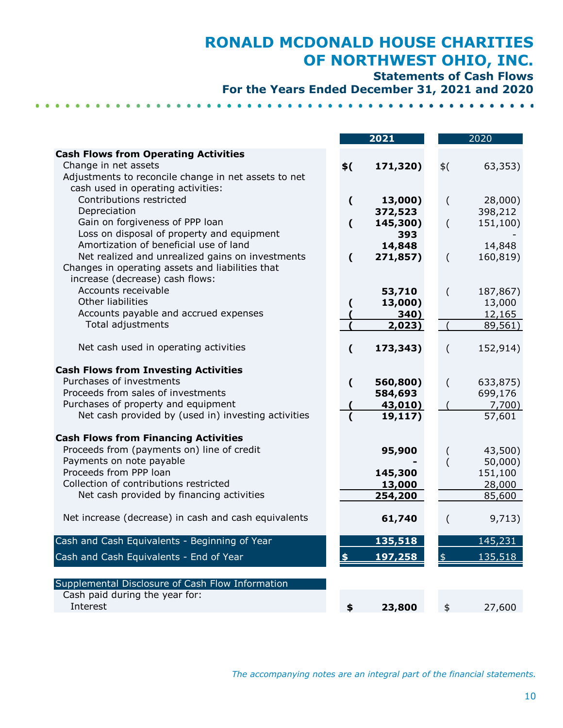# RONALD MCDONALD HOUSE CHARITIES OF NORTHWEST OHIO, INC.

## Statements of Cash Flows

### For the Years Ended December 31, 2021 and 2020

| | 2021 | 2020 |
|---|---|---|
| **Cash Flows from Operating Activities** | | |
| Change in net assets | $( 171,320) | $( 63,353) |
| Adjustments to reconcile change in net assets to net cash used in operating activities: | | |
| Contributions restricted | ( 13,000) | ( 28,000) |
| Depreciation | 372,523 | 398,212 |
| Gain on forgiveness of PPP loan | ( 145,300) | ( 151,100) |
| Loss on disposal of property and equipment | 393 | - |
| Amortization of beneficial use of land | 14,848 | 14,848 |
| Net realized and unrealized gains on investments | ( 271,857) | ( 160,819) |
| Changes in operating assets and liabilities that increase (decrease) cash flows: | | |
| Accounts receivable | 53,710 | ( 187,867) |
| Other liabilities | ( 13,000) | 13,000 |
| Accounts payable and accrued expenses | ( 340) | 12,165 |
| Total adjustments | ( 2,023) | ( 89,561) |
| Net cash used in operating activities | ( 173,343) | ( 152,914) |
| **Cash Flows from Investing Activities** | | |
| Purchases of investments | ( 560,800) | ( 633,875) |
| Proceeds from sales of investments | 584,693 | 699,176 |
| Purchases of property and equipment | ( 43,010) | ( 7,700) |
| Net cash provided by (used in) investing activities | ( 19,117) | 57,601 |
| **Cash Flows from Financing Activities** | | |
| Proceeds from (payments on) line of credit | 95,900 | ( 43,500) |
| Payments on note payable | - | ( 50,000) |
| Proceeds from PPP loan | 145,300 | 151,100 |
| Collection of contributions restricted | 13,000 | 28,000 |
| Net cash provided by financing activities | 254,200 | 85,600 |
| Net increase (decrease) in cash and cash equivalents | 61,740 | ( 9,713) |
| Cash and Cash Equivalents - Beginning of Year | 135,518 | 145,231 |
| Cash and Cash Equivalents - End of Year | $ 197,258 | $ 135,518 |
| Supplemental Disclosure of Cash Flow Information | | |
| Cash paid during the year for: | | |
| Interest | $ 23,800 | $ 27,600 |

*The accompanying notes are an integral part of the financial statements.*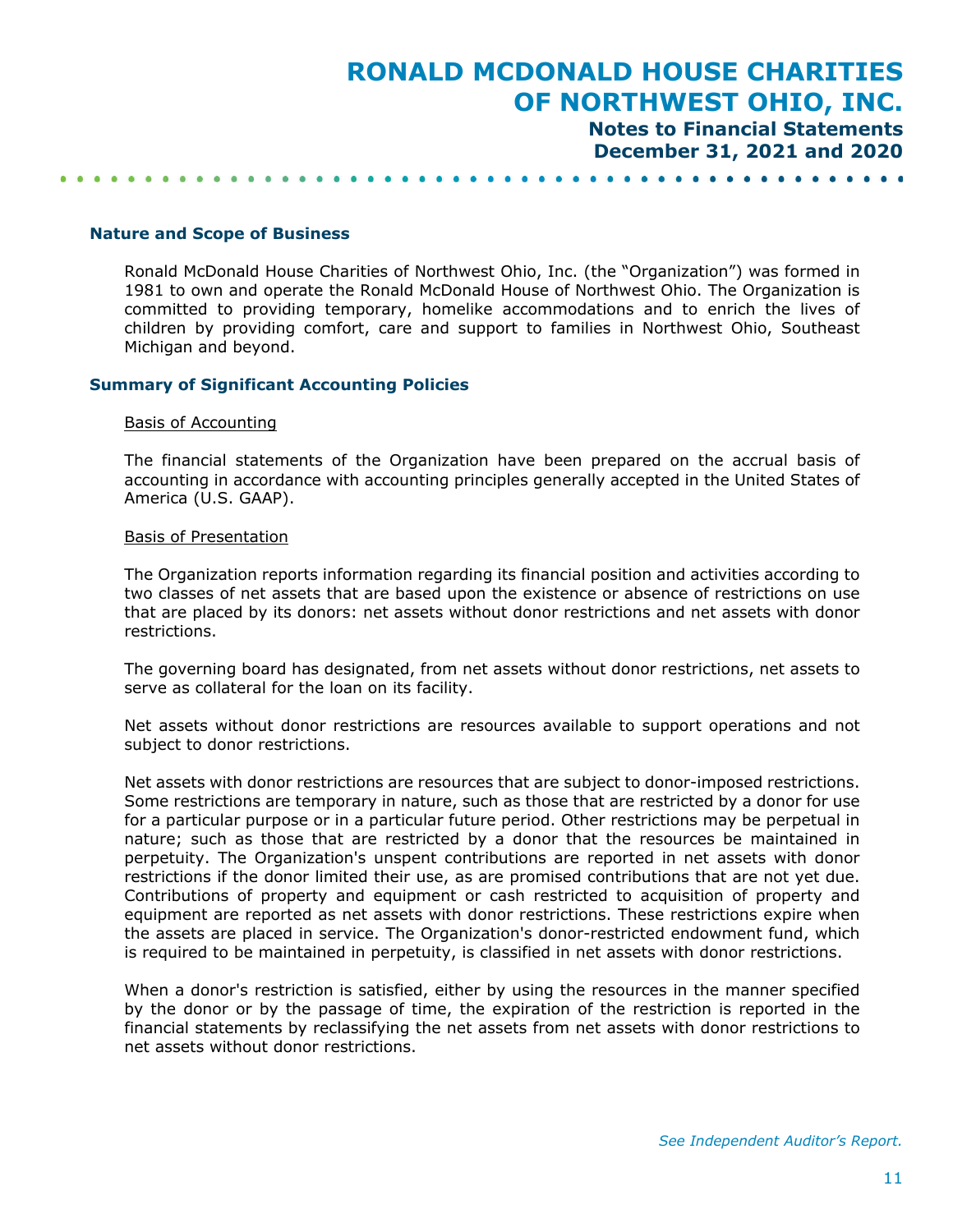## Nature and Scope of Business

Ronald McDonald House Charities of Northwest Ohio, Inc. (the "Organization") was formed in 1981 to own and operate the Ronald McDonald House of Northwest Ohio. The Organization is committed to providing temporary, homelike accommodations and to enrich the lives of children by providing comfort, care and support to families in Northwest Ohio, Southeast Michigan and beyond.

## Summary of Significant Accounting Policies

### Basis of Accounting

The financial statements of the Organization have been prepared on the accrual basis of accounting in accordance with accounting principles generally accepted in the United States of America (U.S. GAAP).

### Basis of Presentation

The Organization reports information regarding its financial position and activities according to two classes of net assets that are based upon the existence or absence of restrictions on use that are placed by its donors: net assets without donor restrictions and net assets with donor restrictions.

The governing board has designated, from net assets without donor restrictions, net assets to serve as collateral for the loan on its facility.

Net assets without donor restrictions are resources available to support operations and not subject to donor restrictions.

Net assets with donor restrictions are resources that are subject to donor-imposed restrictions. Some restrictions are temporary in nature, such as those that are restricted by a donor for use for a particular purpose or in a particular future period. Other restrictions may be perpetual in nature; such as those that are restricted by a donor that the resources be maintained in perpetuity. The Organization's unspent contributions are reported in net assets with donor restrictions if the donor limited their use, as are promised contributions that are not yet due. Contributions of property and equipment or cash restricted to acquisition of property and equipment are reported as net assets with donor restrictions. These restrictions expire when the assets are placed in service. The Organization's donor-restricted endowment fund, which is required to be maintained in perpetuity, is classified in net assets with donor restrictions.

When a donor's restriction is satisfied, either by using the resources in the manner specified by the donor or by the passage of time, the expiration of the restriction is reported in the financial statements by reclassifying the net assets from net assets with donor restrictions to net assets without donor restrictions.

*See Independent Auditor's Report.*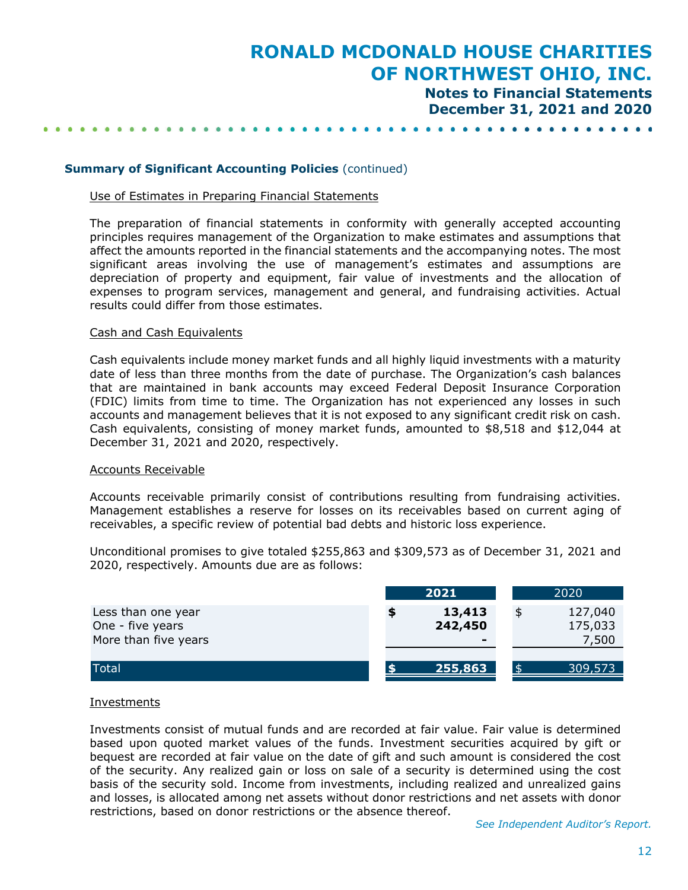**Summary of Significant Accounting Policies** (continued)

Use of Estimates in Preparing Financial Statements

The preparation of financial statements in conformity with generally accepted accounting principles requires management of the Organization to make estimates and assumptions that affect the amounts reported in the financial statements and the accompanying notes. The most significant areas involving the use of management's estimates and assumptions are depreciation of property and equipment, fair value of investments and the allocation of expenses to program services, management and general, and fundraising activities. Actual results could differ from those estimates.

Cash and Cash Equivalents

Cash equivalents include money market funds and all highly liquid investments with a maturity date of less than three months from the date of purchase. The Organization's cash balances that are maintained in bank accounts may exceed Federal Deposit Insurance Corporation (FDIC) limits from time to time. The Organization has not experienced any losses in such accounts and management believes that it is not exposed to any significant credit risk on cash. Cash equivalents, consisting of money market funds, amounted to $8,518 and $12,044 at December 31, 2021 and 2020, respectively.

Accounts Receivable

Accounts receivable primarily consist of contributions resulting from fundraising activities. Management establishes a reserve for losses on its receivables based on current aging of receivables, a specific review of potential bad debts and historic loss experience.

Unconditional promises to give totaled $255,863 and $309,573 as of December 31, 2021 and 2020, respectively. Amounts due are as follows:

| | 2021 | 2020 |
|---|---|---|
| Less than one year | $ 13,413 | $ 127,040 |
| One - five years | 242,450 | 175,033 |
| More than five years | - | 7,500 |
| Total | $ 255,863 | $ 309,573 |

Investments

Investments consist of mutual funds and are recorded at fair value. Fair value is determined based upon quoted market values of the funds. Investment securities acquired by gift or bequest are recorded at fair value on the date of gift and such amount is considered the cost of the security. Any realized gain or loss on sale of a security is determined using the cost basis of the security sold. Income from investments, including realized and unrealized gains and losses, is allocated among net assets without donor restrictions and net assets with donor restrictions, based on donor restrictions or the absence thereof.

*See Independent Auditor's Report.*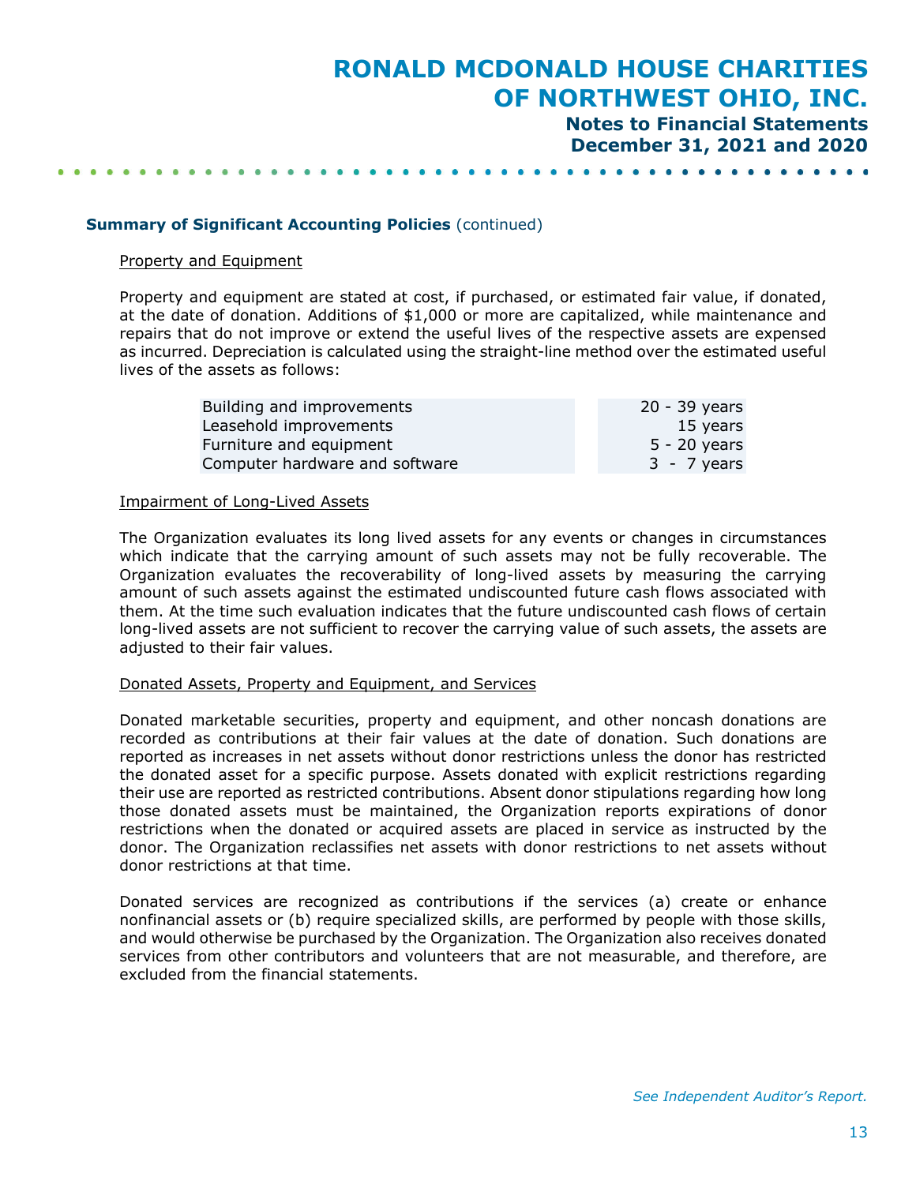**Summary of Significant Accounting Policies** (continued)

Property and Equipment

Property and equipment are stated at cost, if purchased, or estimated fair value, if donated, at the date of donation. Additions of $1,000 or more are capitalized, while maintenance and repairs that do not improve or extend the useful lives of the respective assets are expensed as incurred. Depreciation is calculated using the straight-line method over the estimated useful lives of the assets as follows:

| | |
|---|---|
| Building and improvements | 20 - 39 years |
| Leasehold improvements | 15 years |
| Furniture and equipment | 5 - 20 years |
| Computer hardware and software | 3 - 7 years |

Impairment of Long-Lived Assets

The Organization evaluates its long lived assets for any events or changes in circumstances which indicate that the carrying amount of such assets may not be fully recoverable. The Organization evaluates the recoverability of long-lived assets by measuring the carrying amount of such assets against the estimated undiscounted future cash flows associated with them. At the time such evaluation indicates that the future undiscounted cash flows of certain long-lived assets are not sufficient to recover the carrying value of such assets, the assets are adjusted to their fair values.

Donated Assets, Property and Equipment, and Services

Donated marketable securities, property and equipment, and other noncash donations are recorded as contributions at their fair values at the date of donation. Such donations are reported as increases in net assets without donor restrictions unless the donor has restricted the donated asset for a specific purpose. Assets donated with explicit restrictions regarding their use are reported as restricted contributions. Absent donor stipulations regarding how long those donated assets must be maintained, the Organization reports expirations of donor restrictions when the donated or acquired assets are placed in service as instructed by the donor. The Organization reclassifies net assets with donor restrictions to net assets without donor restrictions at that time.

Donated services are recognized as contributions if the services (a) create or enhance nonfinancial assets or (b) require specialized skills, are performed by people with those skills, and would otherwise be purchased by the Organization. The Organization also receives donated services from other contributors and volunteers that are not measurable, and therefore, are excluded from the financial statements.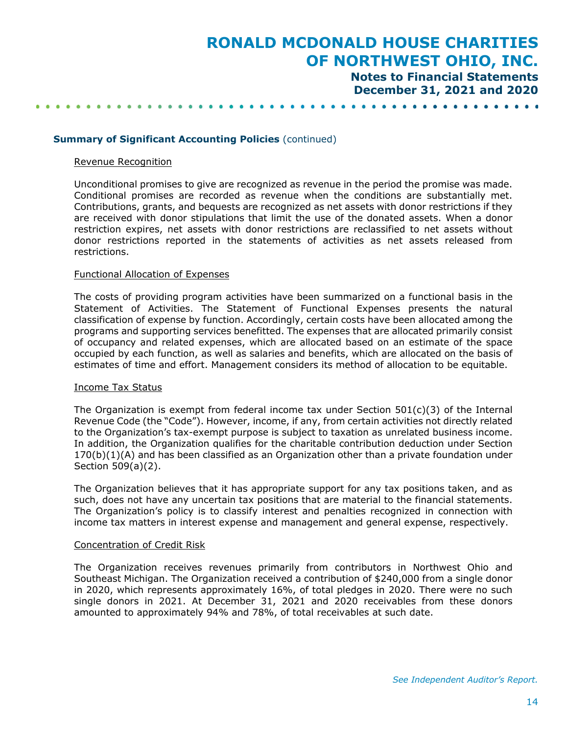**Summary of Significant Accounting Policies** (continued)

Revenue Recognition

Unconditional promises to give are recognized as revenue in the period the promise was made. Conditional promises are recorded as revenue when the conditions are substantially met. Contributions, grants, and bequests are recognized as net assets with donor restrictions if they are received with donor stipulations that limit the use of the donated assets. When a donor restriction expires, net assets with donor restrictions are reclassified to net assets without donor restrictions reported in the statements of activities as net assets released from restrictions.

Functional Allocation of Expenses

The costs of providing program activities have been summarized on a functional basis in the Statement of Activities. The Statement of Functional Expenses presents the natural classification of expense by function. Accordingly, certain costs have been allocated among the programs and supporting services benefitted. The expenses that are allocated primarily consist of occupancy and related expenses, which are allocated based on an estimate of the space occupied by each function, as well as salaries and benefits, which are allocated on the basis of estimates of time and effort. Management considers its method of allocation to be equitable.

Income Tax Status

The Organization is exempt from federal income tax under Section 501(c)(3) of the Internal Revenue Code (the "Code"). However, income, if any, from certain activities not directly related to the Organization's tax-exempt purpose is subject to taxation as unrelated business income. In addition, the Organization qualifies for the charitable contribution deduction under Section 170(b)(1)(A) and has been classified as an Organization other than a private foundation under Section 509(a)(2).

The Organization believes that it has appropriate support for any tax positions taken, and as such, does not have any uncertain tax positions that are material to the financial statements. The Organization's policy is to classify interest and penalties recognized in connection with income tax matters in interest expense and management and general expense, respectively.

Concentration of Credit Risk

The Organization receives revenues primarily from contributors in Northwest Ohio and Southeast Michigan. The Organization received a contribution of $240,000 from a single donor in 2020, which represents approximately 16%, of total pledges in 2020. There were no such single donors in 2021. At December 31, 2021 and 2020 receivables from these donors amounted to approximately 94% and 78%, of total receivables at such date.

*See Independent Auditor's Report.*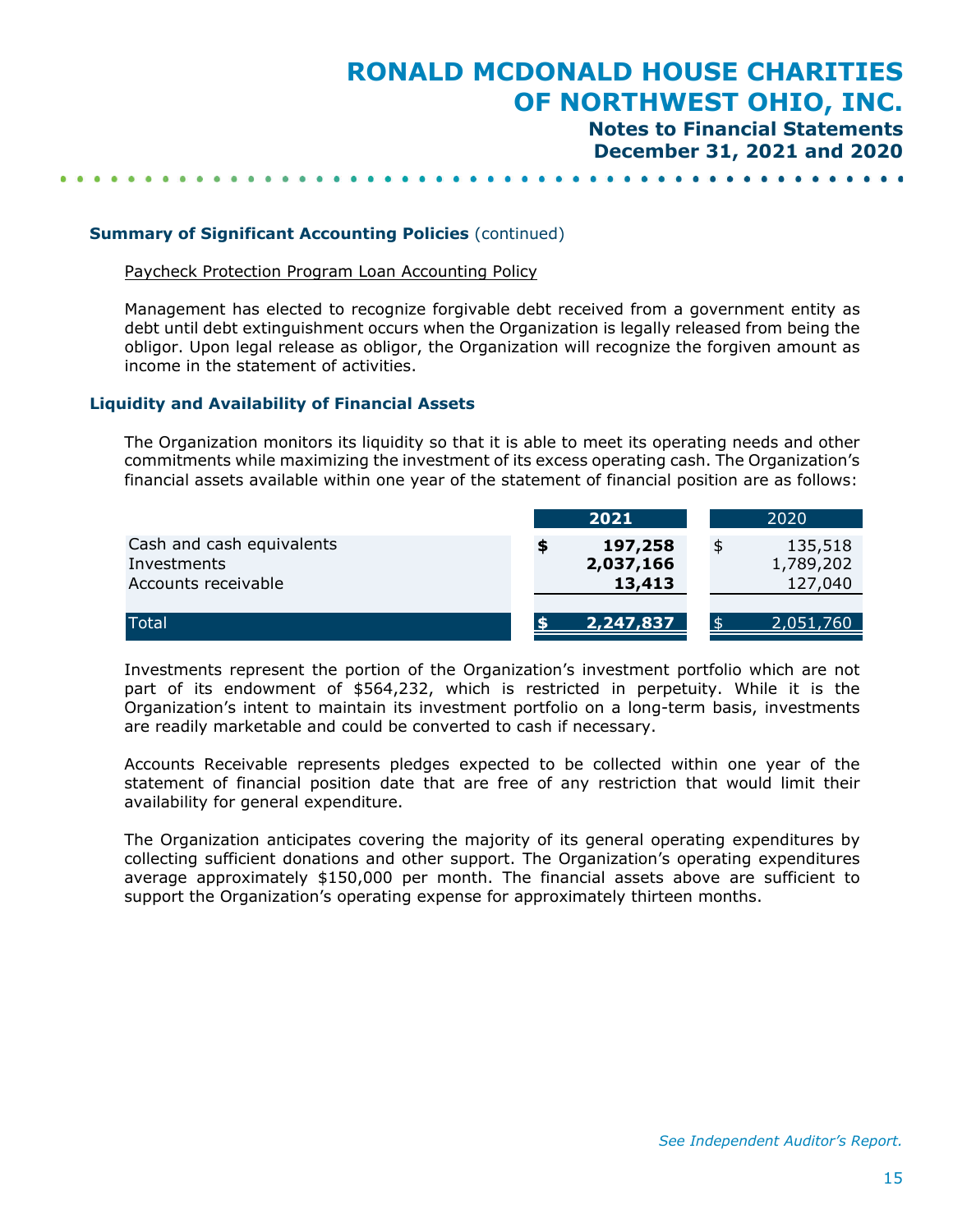## Summary of Significant Accounting Policies (continued)

Paycheck Protection Program Loan Accounting Policy

Management has elected to recognize forgivable debt received from a government entity as debt until debt extinguishment occurs when the Organization is legally released from being the obligor. Upon legal release as obligor, the Organization will recognize the forgiven amount as income in the statement of activities.

## Liquidity and Availability of Financial Assets

The Organization monitors its liquidity so that it is able to meet its operating needs and other commitments while maximizing the investment of its excess operating cash. The Organization's financial assets available within one year of the statement of financial position are as follows:

| | **2021** | 2020 |
|---|---|---|
| Cash and cash equivalents | **$ 197,258** | $ 135,518 |
| Investments | **2,037,166** | 1,789,202 |
| Accounts receivable | **13,413** | 127,040 |
| Total | **$ 2,247,837** | $ 2,051,760 |

Investments represent the portion of the Organization's investment portfolio which are not part of its endowment of $564,232, which is restricted in perpetuity. While it is the Organization's intent to maintain its investment portfolio on a long-term basis, investments are readily marketable and could be converted to cash if necessary.

Accounts Receivable represents pledges expected to be collected within one year of the statement of financial position date that are free of any restriction that would limit their availability for general expenditure.

The Organization anticipates covering the majority of its general operating expenditures by collecting sufficient donations and other support. The Organization's operating expenditures average approximately $150,000 per month. The financial assets above are sufficient to support the Organization's operating expense for approximately thirteen months.

*See Independent Auditor's Report.*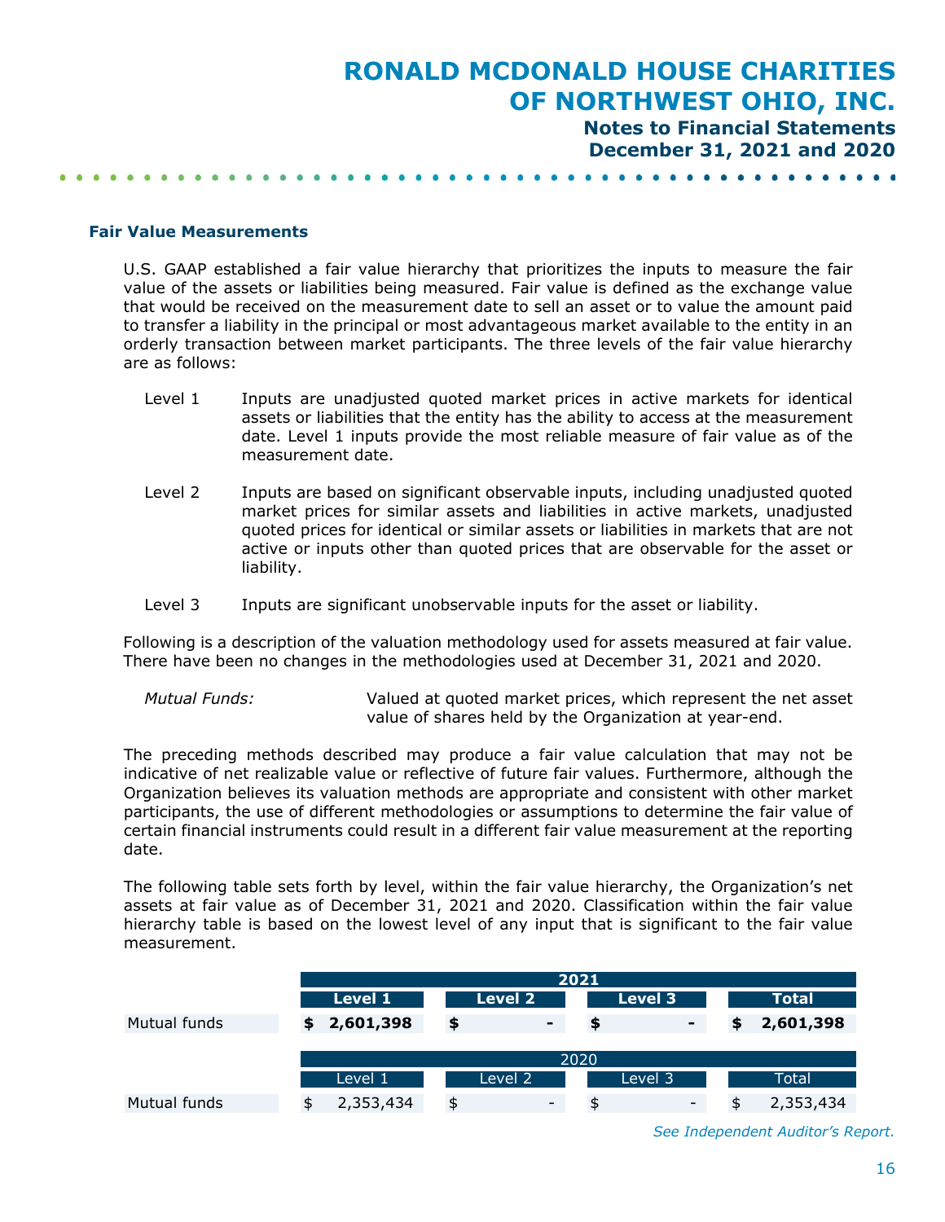### Fair Value Measurements

U.S. GAAP established a fair value hierarchy that prioritizes the inputs to measure the fair value of the assets or liabilities being measured. Fair value is defined as the exchange value that would be received on the measurement date to sell an asset or to value the amount paid to transfer a liability in the principal or most advantageous market available to the entity in an orderly transaction between market participants. The three levels of the fair value hierarchy are as follows:

- Level 1 — Inputs are unadjusted quoted market prices in active markets for identical assets or liabilities that the entity has the ability to access at the measurement date. Level 1 inputs provide the most reliable measure of fair value as of the measurement date.

- Level 2 — Inputs are based on significant observable inputs, including unadjusted quoted market prices for similar assets and liabilities in active markets, unadjusted quoted prices for identical or similar assets or liabilities in markets that are not active or inputs other than quoted prices that are observable for the asset or liability.

- Level 3 — Inputs are significant unobservable inputs for the asset or liability.

Following is a description of the valuation methodology used for assets measured at fair value. There have been no changes in the methodologies used at December 31, 2021 and 2020.

*Mutual Funds:* Valued at quoted market prices, which represent the net asset value of shares held by the Organization at year-end.

The preceding methods described may produce a fair value calculation that may not be indicative of net realizable value or reflective of future fair values. Furthermore, although the Organization believes its valuation methods are appropriate and consistent with other market participants, the use of different methodologies or assumptions to determine the fair value of certain financial instruments could result in a different fair value measurement at the reporting date.

The following table sets forth by level, within the fair value hierarchy, the Organization's net assets at fair value as of December 31, 2021 and 2020. Classification within the fair value hierarchy table is based on the lowest level of any input that is significant to the fair value measurement.

| | 2021 | | | |
|---|---|---|---|---|
| | **Level 1** | **Level 2** | **Level 3** | **Total** |
| Mutual funds | **$ 2,601,398** | **$ -** | **$ -** | **$ 2,601,398** |

| | 2020 | | | |
|---|---|---|---|---|
| | Level 1 | Level 2 | Level 3 | Total |
| Mutual funds | $ 2,353,434 | $ - | $ - | $ 2,353,434 |

*See Independent Auditor's Report.*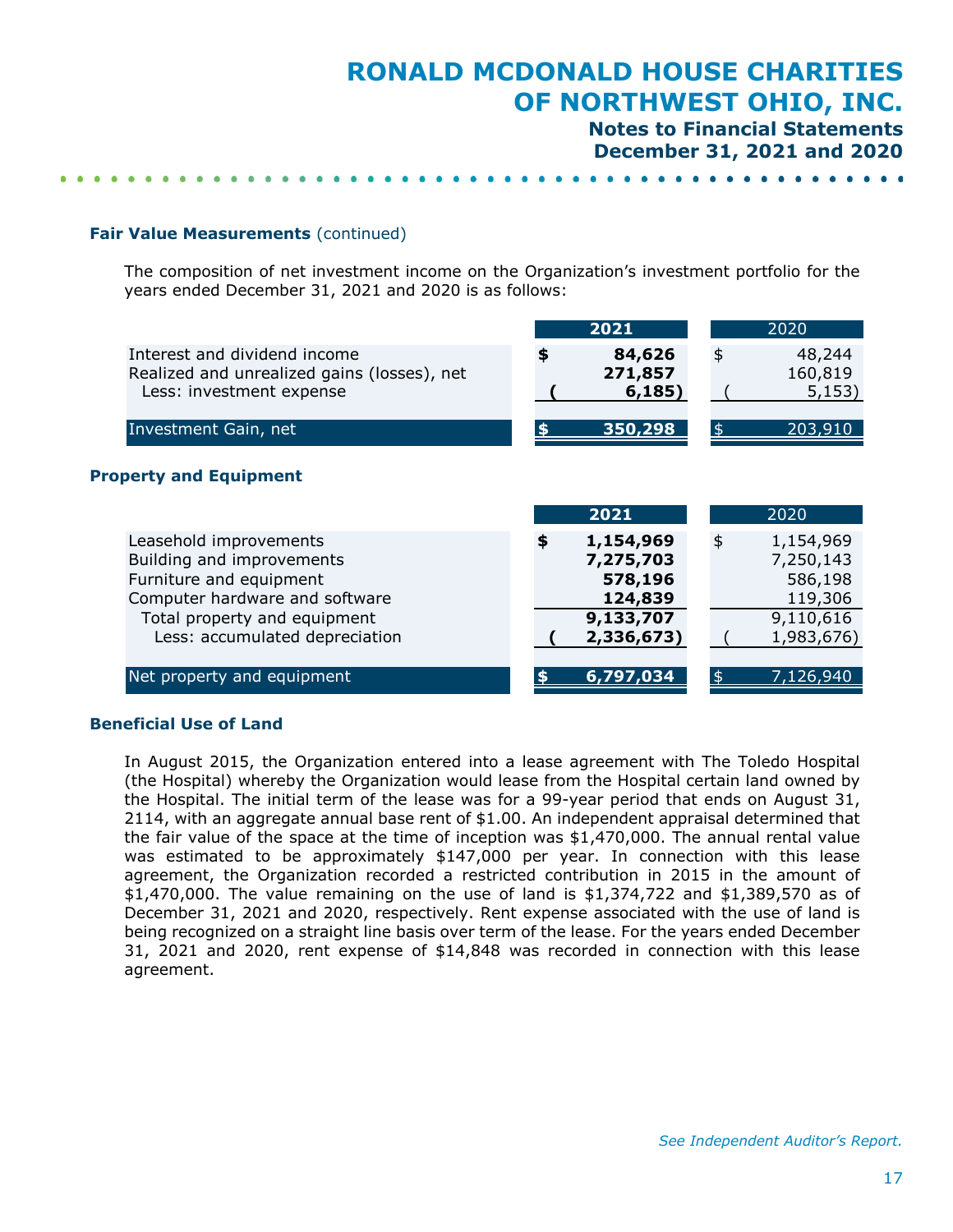## Fair Value Measurements (continued)

The composition of net investment income on the Organization's investment portfolio for the years ended December 31, 2021 and 2020 is as follows:

| | **2021** | 2020 |
|---|---|---|
| Interest and dividend income | **$ 84,626** | $ 48,244 |
| Realized and unrealized gains (losses), net | **271,857** | 160,819 |
| Less: investment expense | **( 6,185)** | ( 5,153) |
| Investment Gain, net | **$ 350,298** | $ 203,910 |

## Property and Equipment

| | **2021** | 2020 |
|---|---|---|
| Leasehold improvements | **$ 1,154,969** | $ 1,154,969 |
| Building and improvements | **7,275,703** | 7,250,143 |
| Furniture and equipment | **578,196** | 586,198 |
| Computer hardware and software | **124,839** | 119,306 |
| Total property and equipment | **9,133,707** | 9,110,616 |
| Less: accumulated depreciation | **( 2,336,673)** | ( 1,983,676) |
| Net property and equipment | **$ 6,797,034** | $ 7,126,940 |

## Beneficial Use of Land

In August 2015, the Organization entered into a lease agreement with The Toledo Hospital (the Hospital) whereby the Organization would lease from the Hospital certain land owned by the Hospital. The initial term of the lease was for a 99-year period that ends on August 31, 2114, with an aggregate annual base rent of $1.00. An independent appraisal determined that the fair value of the space at the time of inception was $1,470,000. The annual rental value was estimated to be approximately $147,000 per year. In connection with this lease agreement, the Organization recorded a restricted contribution in 2015 in the amount of $1,470,000. The value remaining on the use of land is $1,374,722 and $1,389,570 as of December 31, 2021 and 2020, respectively. Rent expense associated with the use of land is being recognized on a straight line basis over term of the lease. For the years ended December 31, 2021 and 2020, rent expense of $14,848 was recorded in connection with this lease agreement.

*See Independent Auditor's Report.*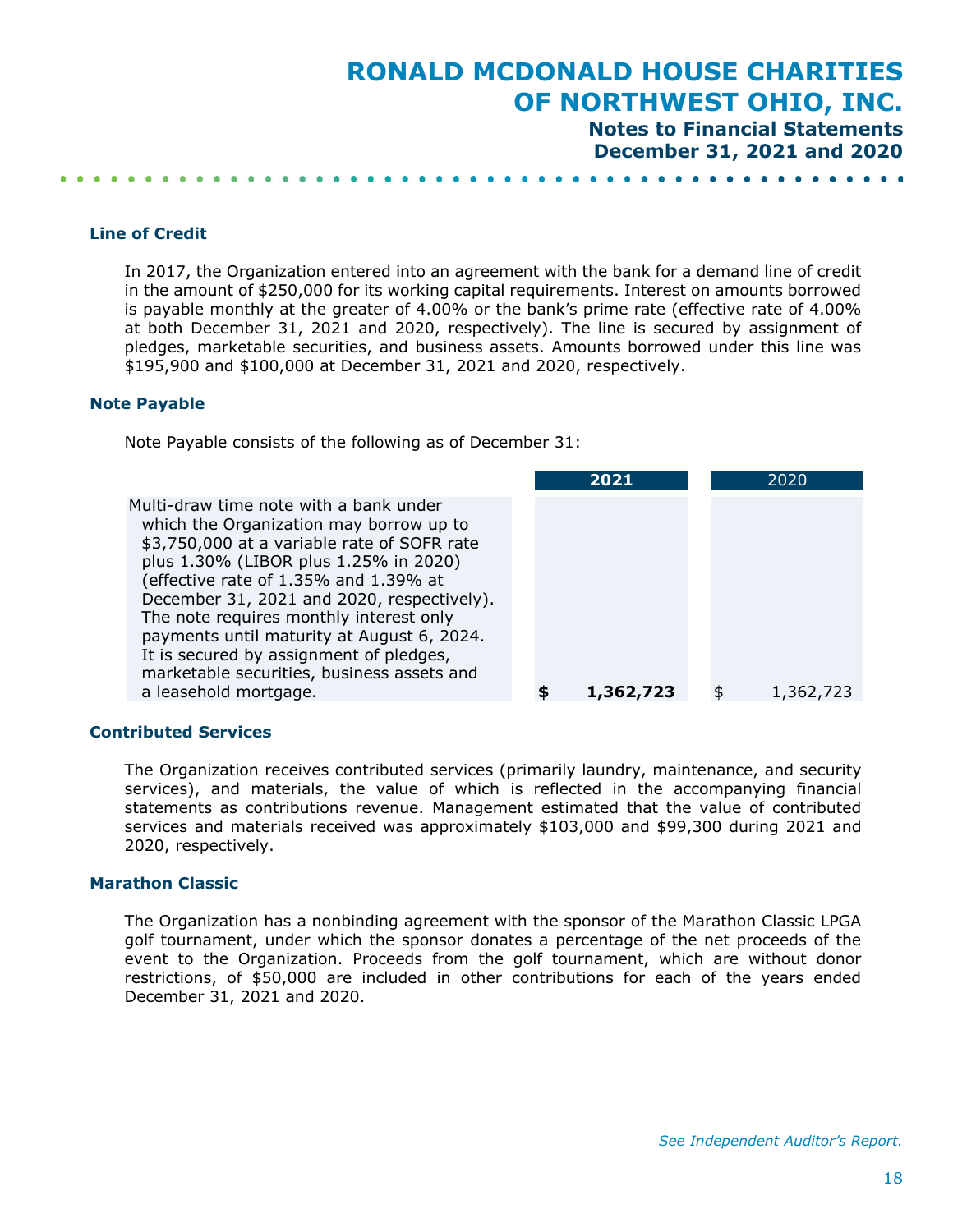### Line of Credit

In 2017, the Organization entered into an agreement with the bank for a demand line of credit in the amount of $250,000 for its working capital requirements. Interest on amounts borrowed is payable monthly at the greater of 4.00% or the bank's prime rate (effective rate of 4.00% at both December 31, 2021 and 2020, respectively). The line is secured by assignment of pledges, marketable securities, and business assets. Amounts borrowed under this line was $195,900 and $100,000 at December 31, 2021 and 2020, respectively.

### Note Payable

Note Payable consists of the following as of December 31:

| | **2021** | 2020 |
|---|---|---|
| Multi-draw time note with a bank under which the Organization may borrow up to $3,750,000 at a variable rate of SOFR rate plus 1.30% (LIBOR plus 1.25% in 2020) (effective rate of 1.35% and 1.39% at December 31, 2021 and 2020, respectively). The note requires monthly interest only payments until maturity at August 6, 2024. It is secured by assignment of pledges, marketable securities, business assets and a leasehold mortgage. | **$ 1,362,723** | $ 1,362,723 |

### Contributed Services

The Organization receives contributed services (primarily laundry, maintenance, and security services), and materials, the value of which is reflected in the accompanying financial statements as contributions revenue. Management estimated that the value of contributed services and materials received was approximately $103,000 and $99,300 during 2021 and 2020, respectively.

### Marathon Classic

The Organization has a nonbinding agreement with the sponsor of the Marathon Classic LPGA golf tournament, under which the sponsor donates a percentage of the net proceeds of the event to the Organization. Proceeds from the golf tournament, which are without donor restrictions, of $50,000 are included in other contributions for each of the years ended December 31, 2021 and 2020.

*See Independent Auditor's Report.*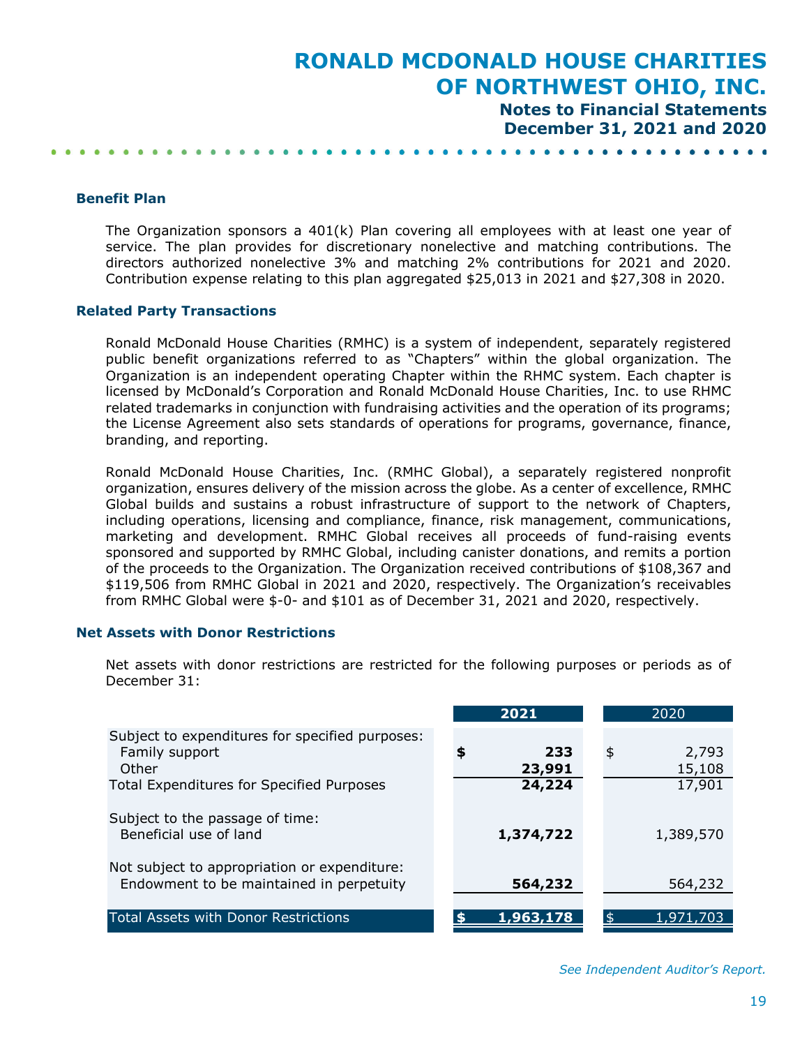## Benefit Plan

The Organization sponsors a 401(k) Plan covering all employees with at least one year of service. The plan provides for discretionary nonelective and matching contributions. The directors authorized nonelective 3% and matching 2% contributions for 2021 and 2020. Contribution expense relating to this plan aggregated $25,013 in 2021 and $27,308 in 2020.

## Related Party Transactions

Ronald McDonald House Charities (RMHC) is a system of independent, separately registered public benefit organizations referred to as "Chapters" within the global organization. The Organization is an independent operating Chapter within the RHMC system. Each chapter is licensed by McDonald's Corporation and Ronald McDonald House Charities, Inc. to use RHMC related trademarks in conjunction with fundraising activities and the operation of its programs; the License Agreement also sets standards of operations for programs, governance, finance, branding, and reporting.

Ronald McDonald House Charities, Inc. (RMHC Global), a separately registered nonprofit organization, ensures delivery of the mission across the globe. As a center of excellence, RMHC Global builds and sustains a robust infrastructure of support to the network of Chapters, including operations, licensing and compliance, finance, risk management, communications, marketing and development. RMHC Global receives all proceeds of fund-raising events sponsored and supported by RMHC Global, including canister donations, and remits a portion of the proceeds to the Organization. The Organization received contributions of $108,367 and $119,506 from RMHC Global in 2021 and 2020, respectively. The Organization's receivables from RMHC Global were $-0- and $101 as of December 31, 2021 and 2020, respectively.

## Net Assets with Donor Restrictions

Net assets with donor restrictions are restricted for the following purposes or periods as of December 31:

| | 2021 | 2020 |
|---|---|---|
| Subject to expenditures for specified purposes: | | |
| Family support | $ 233 | $ 2,793 |
| Other | 23,991 | 15,108 |
| Total Expenditures for Specified Purposes | 24,224 | 17,901 |
| Subject to the passage of time: | | |
| Beneficial use of land | 1,374,722 | 1,389,570 |
| Not subject to appropriation or expenditure: | | |
| Endowment to be maintained in perpetuity | 564,232 | 564,232 |
| Total Assets with Donor Restrictions | $ 1,963,178 | $ 1,971,703 |

*See Independent Auditor's Report.*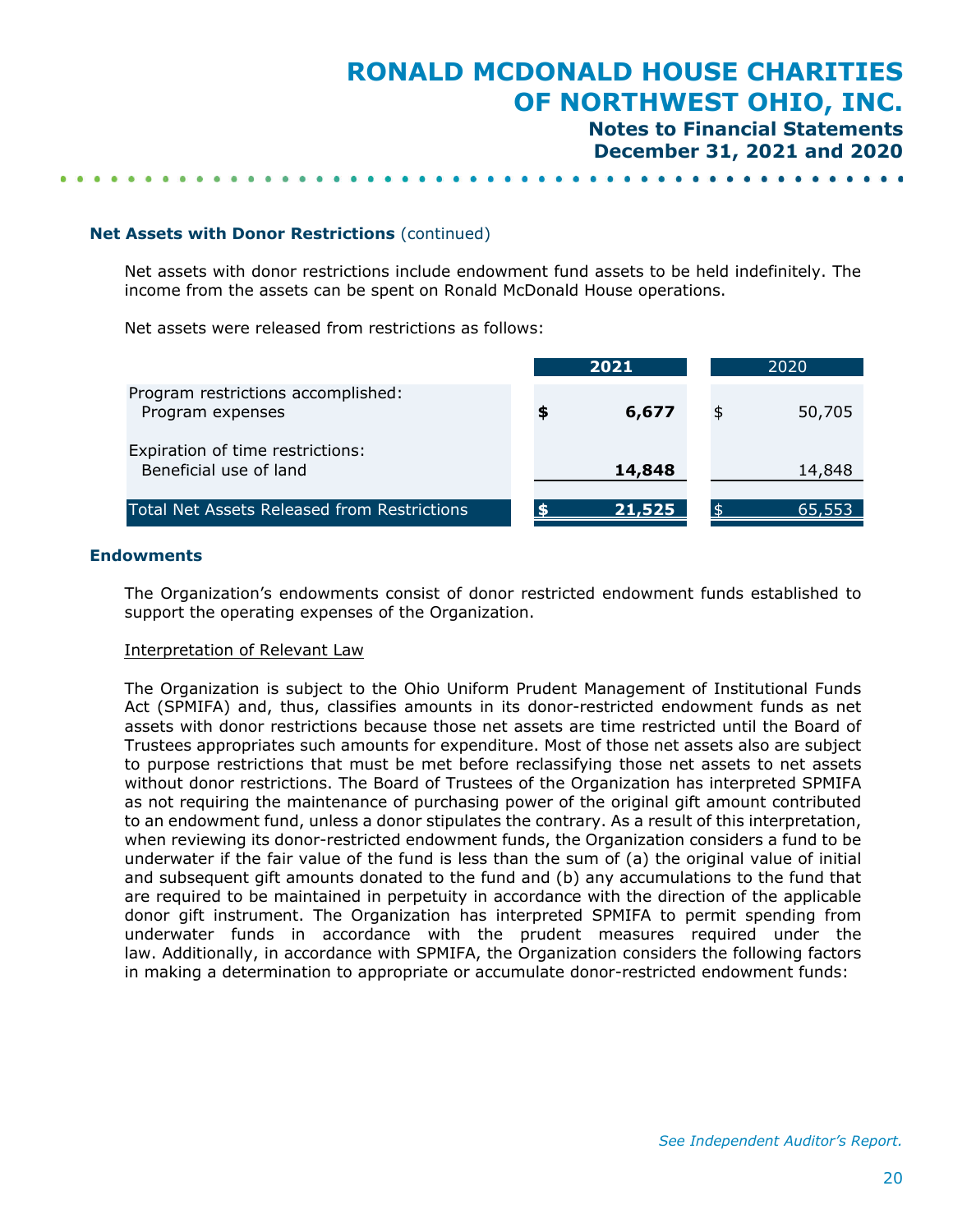### Net Assets with Donor Restrictions (continued)

Net assets with donor restrictions include endowment fund assets to be held indefinitely. The income from the assets can be spent on Ronald McDonald House operations.

Net assets were released from restrictions as follows:

| | 2021 | 2020 |
|---|---|---|
| Program restrictions accomplished: | | |
| Program expenses | **$ 6,677** | $ 50,705 |
| Expiration of time restrictions: | | |
| Beneficial use of land | **14,848** | 14,848 |
| Total Net Assets Released from Restrictions | **$ 21,525** | $ 65,553 |

### Endowments

The Organization's endowments consist of donor restricted endowment funds established to support the operating expenses of the Organization.

Interpretation of Relevant Law

The Organization is subject to the Ohio Uniform Prudent Management of Institutional Funds Act (SPMIFA) and, thus, classifies amounts in its donor-restricted endowment funds as net assets with donor restrictions because those net assets are time restricted until the Board of Trustees appropriates such amounts for expenditure. Most of those net assets also are subject to purpose restrictions that must be met before reclassifying those net assets to net assets without donor restrictions. The Board of Trustees of the Organization has interpreted SPMIFA as not requiring the maintenance of purchasing power of the original gift amount contributed to an endowment fund, unless a donor stipulates the contrary. As a result of this interpretation, when reviewing its donor-restricted endowment funds, the Organization considers a fund to be underwater if the fair value of the fund is less than the sum of (a) the original value of initial and subsequent gift amounts donated to the fund and (b) any accumulations to the fund that are required to be maintained in perpetuity in accordance with the direction of the applicable donor gift instrument. The Organization has interpreted SPMIFA to permit spending from underwater funds in accordance with the prudent measures required under the law. Additionally, in accordance with SPMIFA, the Organization considers the following factors in making a determination to appropriate or accumulate donor-restricted endowment funds: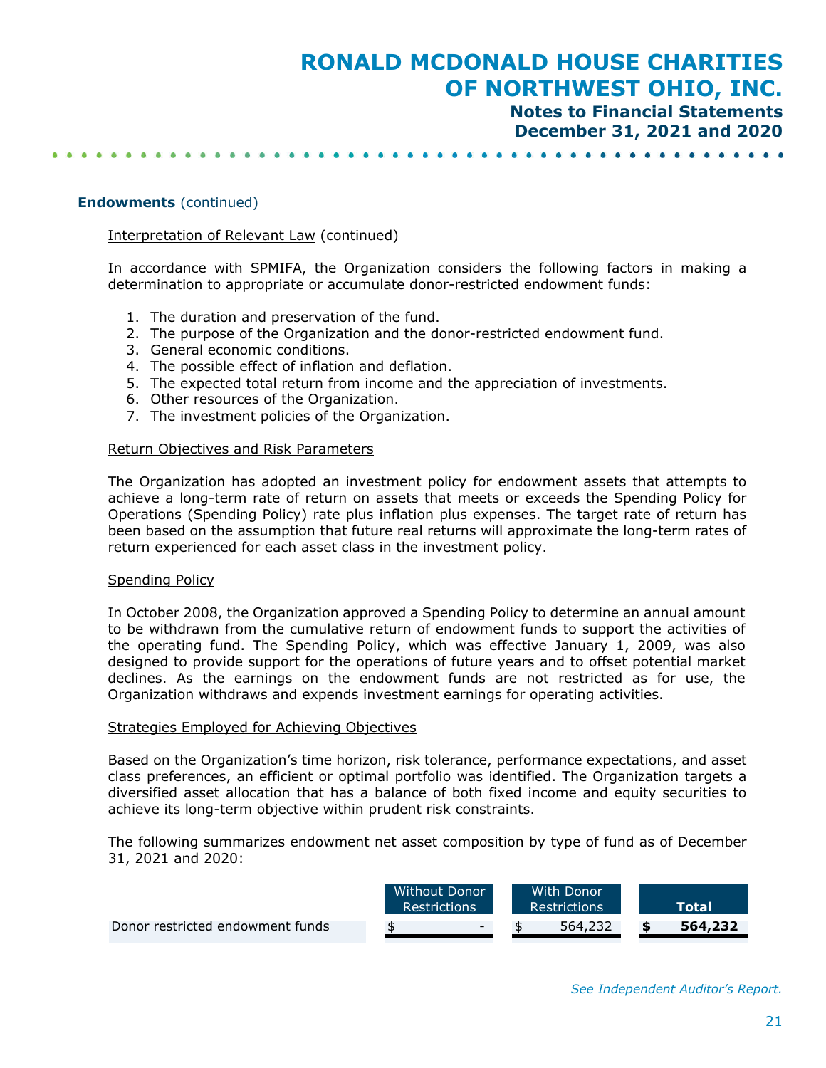**Endowments** (continued)

Interpretation of Relevant Law (continued)

In accordance with SPMIFA, the Organization considers the following factors in making a determination to appropriate or accumulate donor-restricted endowment funds:

1. The duration and preservation of the fund.
2. The purpose of the Organization and the donor-restricted endowment fund.
3. General economic conditions.
4. The possible effect of inflation and deflation.
5. The expected total return from income and the appreciation of investments.
6. Other resources of the Organization.
7. The investment policies of the Organization.

Return Objectives and Risk Parameters

The Organization has adopted an investment policy for endowment assets that attempts to achieve a long-term rate of return on assets that meets or exceeds the Spending Policy for Operations (Spending Policy) rate plus inflation plus expenses. The target rate of return has been based on the assumption that future real returns will approximate the long-term rates of return experienced for each asset class in the investment policy.

Spending Policy

In October 2008, the Organization approved a Spending Policy to determine an annual amount to be withdrawn from the cumulative return of endowment funds to support the activities of the operating fund. The Spending Policy, which was effective January 1, 2009, was also designed to provide support for the operations of future years and to offset potential market declines. As the earnings on the endowment funds are not restricted as for use, the Organization withdraws and expends investment earnings for operating activities.

Strategies Employed for Achieving Objectives

Based on the Organization's time horizon, risk tolerance, performance expectations, and asset class preferences, an efficient or optimal portfolio was identified. The Organization targets a diversified asset allocation that has a balance of both fixed income and equity securities to achieve its long-term objective within prudent risk constraints.

The following summarizes endowment net asset composition by type of fund as of December 31, 2021 and 2020:

| | Without Donor Restrictions | With Donor Restrictions | Total |
|---|---|---|---|
| Donor restricted endowment funds | $ - | $ 564,232 | **$ 564,232** |

*See Independent Auditor's Report.*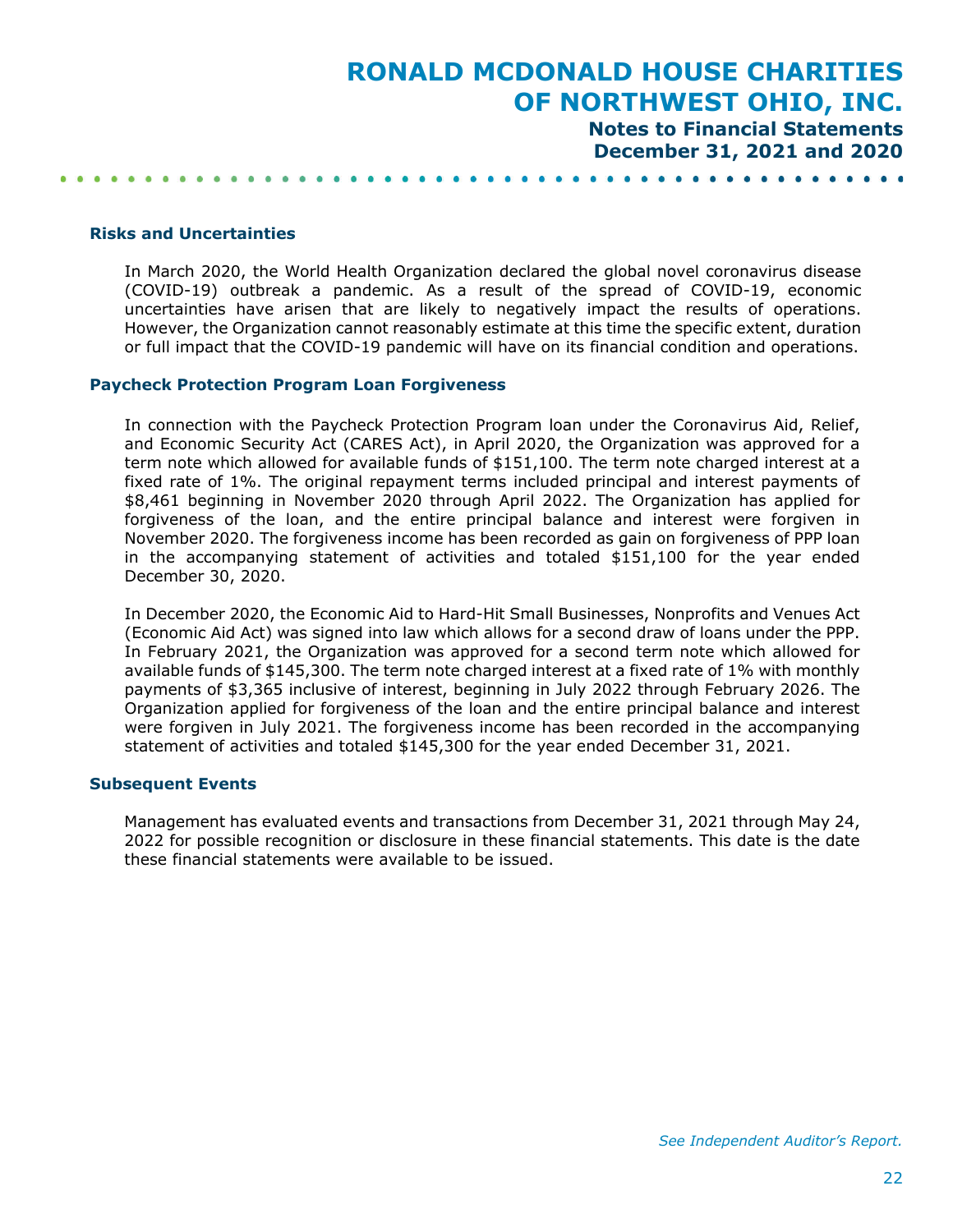### Risks and Uncertainties

In March 2020, the World Health Organization declared the global novel coronavirus disease (COVID-19) outbreak a pandemic. As a result of the spread of COVID-19, economic uncertainties have arisen that are likely to negatively impact the results of operations. However, the Organization cannot reasonably estimate at this time the specific extent, duration or full impact that the COVID-19 pandemic will have on its financial condition and operations.

### Paycheck Protection Program Loan Forgiveness

In connection with the Paycheck Protection Program loan under the Coronavirus Aid, Relief, and Economic Security Act (CARES Act), in April 2020, the Organization was approved for a term note which allowed for available funds of $151,100. The term note charged interest at a fixed rate of 1%. The original repayment terms included principal and interest payments of $8,461 beginning in November 2020 through April 2022. The Organization has applied for forgiveness of the loan, and the entire principal balance and interest were forgiven in November 2020. The forgiveness income has been recorded as gain on forgiveness of PPP loan in the accompanying statement of activities and totaled $151,100 for the year ended December 30, 2020.

In December 2020, the Economic Aid to Hard-Hit Small Businesses, Nonprofits and Venues Act (Economic Aid Act) was signed into law which allows for a second draw of loans under the PPP. In February 2021, the Organization was approved for a second term note which allowed for available funds of $145,300. The term note charged interest at a fixed rate of 1% with monthly payments of $3,365 inclusive of interest, beginning in July 2022 through February 2026. The Organization applied for forgiveness of the loan and the entire principal balance and interest were forgiven in July 2021. The forgiveness income has been recorded in the accompanying statement of activities and totaled $145,300 for the year ended December 31, 2021.

### Subsequent Events

Management has evaluated events and transactions from December 31, 2021 through May 24, 2022 for possible recognition or disclosure in these financial statements. This date is the date these financial statements were available to be issued.

*See Independent Auditor's Report.*